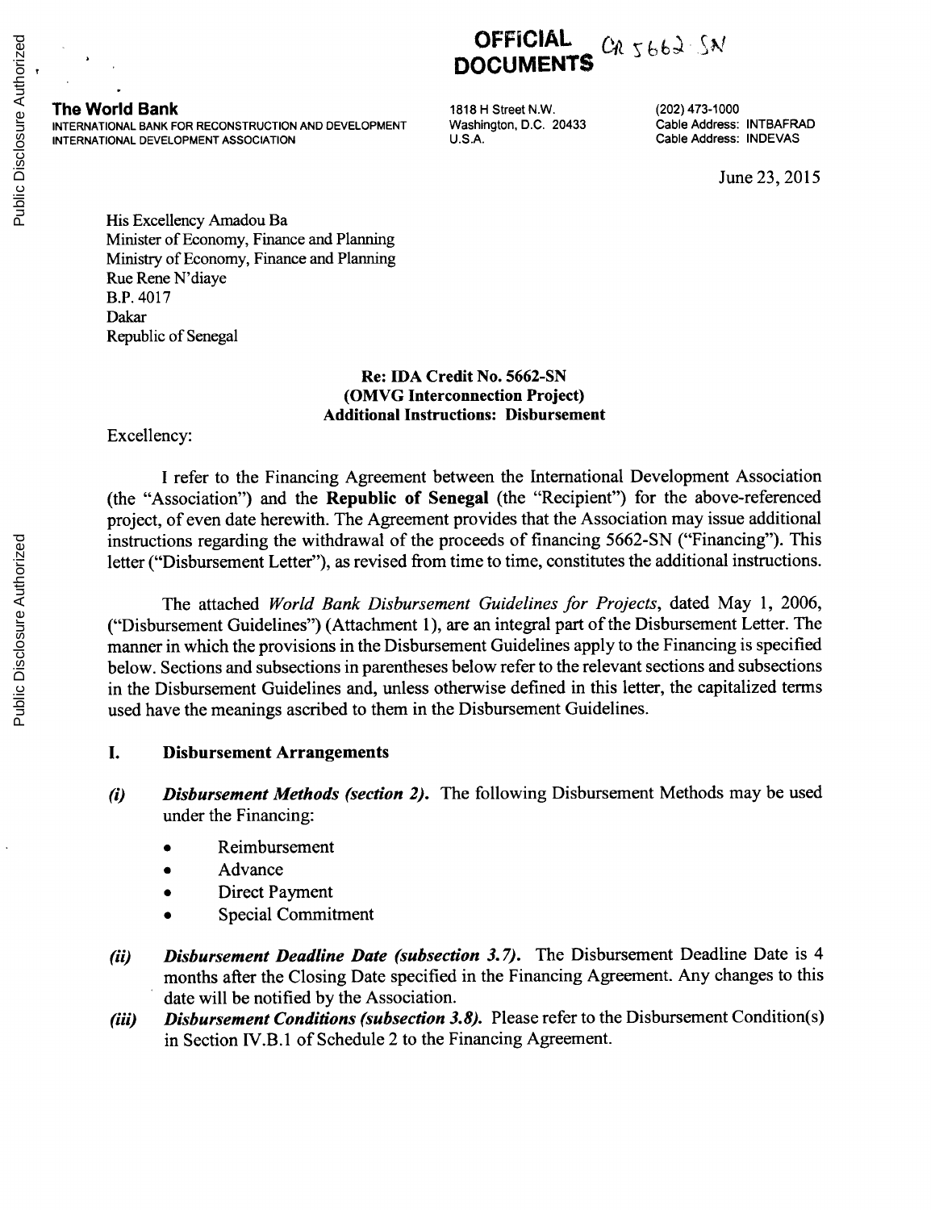OFFICIAL DOCUMENTS CR 5662-SN

**The World Bank**
INTERNATIONAL BANK FOR RECONSTRUCTION AND DEVELOPMENT
INTERNATIONAL DEVELOPMENT ASSOCIATION

1818 H Street N.W.
Washington, D.C. 20433
U.S.A.

(202) 473-1000
Cable Address: INTBAFRAD
Cable Address: INDEVAS

June 23, 2015

His Excellency Amadou Ba
Minister of Economy, Finance and Planning
Ministry of Economy, Finance and Planning
Rue Rene N'diaye
B.P. 4017
Dakar
Republic of Senegal

**Re: IDA Credit No. 5662-SN**
**(OMVG Interconnection Project)**
**Additional Instructions: Disbursement**

Excellency:

I refer to the Financing Agreement between the International Development Association (the "Association") and the **Republic of Senegal** (the "Recipient") for the above-referenced project, of even date herewith. The Agreement provides that the Association may issue additional instructions regarding the withdrawal of the proceeds of financing 5662-SN ("Financing"). This letter ("Disbursement Letter"), as revised from time to time, constitutes the additional instructions.

The attached *World Bank Disbursement Guidelines for Projects*, dated May 1, 2006, ("Disbursement Guidelines") (Attachment 1), are an integral part of the Disbursement Letter. The manner in which the provisions in the Disbursement Guidelines apply to the Financing is specified below. Sections and subsections in parentheses below refer to the relevant sections and subsections in the Disbursement Guidelines and, unless otherwise defined in this letter, the capitalized terms used have the meanings ascribed to them in the Disbursement Guidelines.

## I. Disbursement Arrangements

***(i)*** ***Disbursement Methods (section 2).*** The following Disbursement Methods may be used under the Financing:

- Reimbursement
- Advance
- Direct Payment
- Special Commitment

***(ii)*** ***Disbursement Deadline Date (subsection 3.7).*** The Disbursement Deadline Date is 4 months after the Closing Date specified in the Financing Agreement. Any changes to this date will be notified by the Association.

***(iii)*** ***Disbursement Conditions (subsection 3.8).*** Please refer to the Disbursement Condition(s) in Section IV.B.1 of Schedule 2 to the Financing Agreement.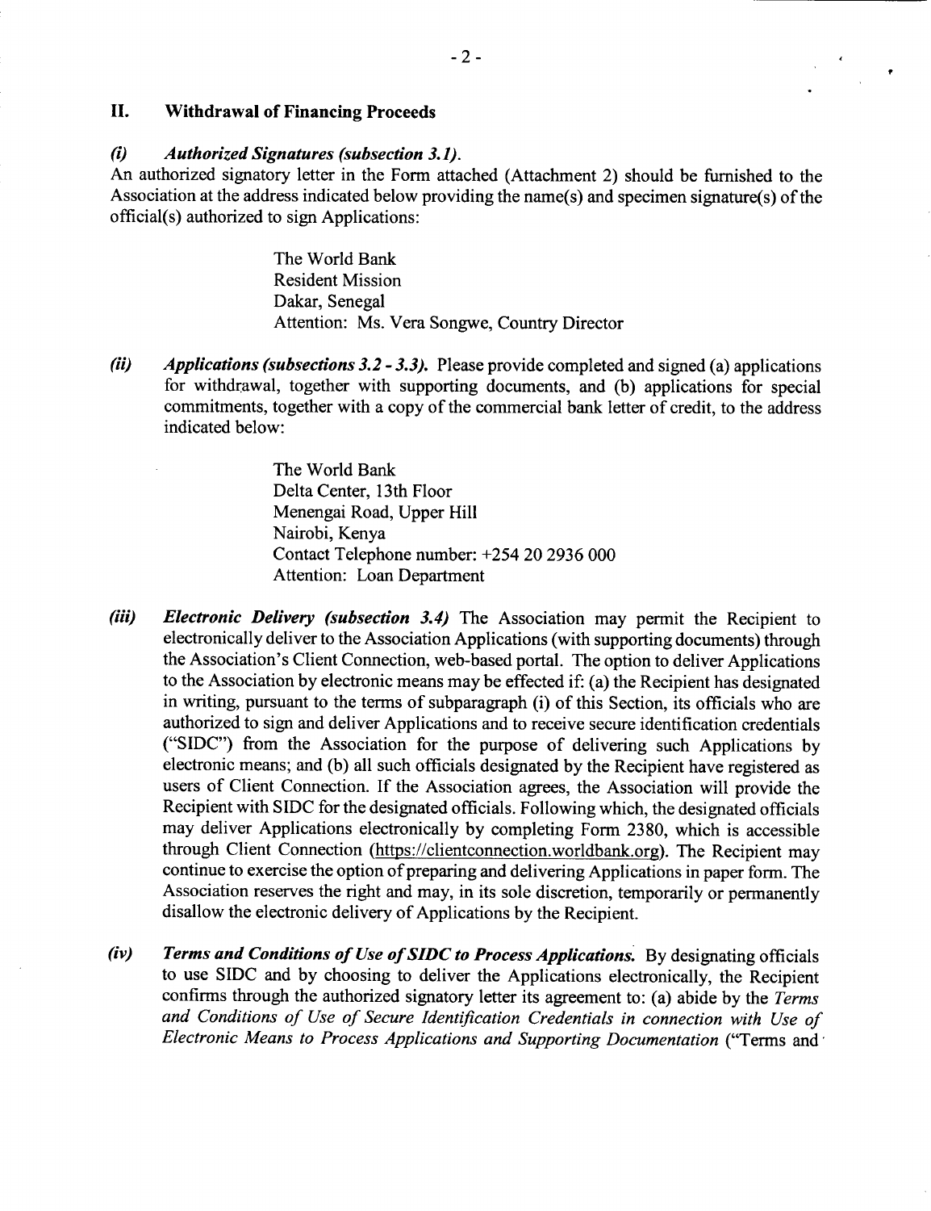## II. Withdrawal of Financing Proceeds

***(i) Authorized Signatures (subsection 3.1).***

An authorized signatory letter in the Form attached (Attachment 2) should be furnished to the Association at the address indicated below providing the name(s) and specimen signature(s) of the official(s) authorized to sign Applications:

> The World Bank
> Resident Mission
> Dakar, Senegal
> Attention: Ms. Vera Songwe, Country Director

***(ii) Applications (subsections 3.2 - 3.3).*** Please provide completed and signed (a) applications for withdrawal, together with supporting documents, and (b) applications for special commitments, together with a copy of the commercial bank letter of credit, to the address indicated below:

> The World Bank
> Delta Center, 13th Floor
> Menengai Road, Upper Hill
> Nairobi, Kenya
> Contact Telephone number: +254 20 2936 000
> Attention: Loan Department

***(iii) Electronic Delivery (subsection 3.4)*** The Association may permit the Recipient to electronically deliver to the Association Applications (with supporting documents) through the Association's Client Connection, web-based portal. The option to deliver Applications to the Association by electronic means may be effected if: (a) the Recipient has designated in writing, pursuant to the terms of subparagraph (i) of this Section, its officials who are authorized to sign and deliver Applications and to receive secure identification credentials ("SIDC") from the Association for the purpose of delivering such Applications by electronic means; and (b) all such officials designated by the Recipient have registered as users of Client Connection. If the Association agrees, the Association will provide the Recipient with SIDC for the designated officials. Following which, the designated officials may deliver Applications electronically by completing Form 2380, which is accessible through Client Connection (https://clientconnection.worldbank.org). The Recipient may continue to exercise the option of preparing and delivering Applications in paper form. The Association reserves the right and may, in its sole discretion, temporarily or permanently disallow the electronic delivery of Applications by the Recipient.

***(iv) Terms and Conditions of Use of SIDC to Process Applications.*** By designating officials to use SIDC and by choosing to deliver the Applications electronically, the Recipient confirms through the authorized signatory letter its agreement to: (a) abide by the *Terms and Conditions of Use of Secure Identification Credentials in connection with Use of Electronic Means to Process Applications and Supporting Documentation* ("Terms and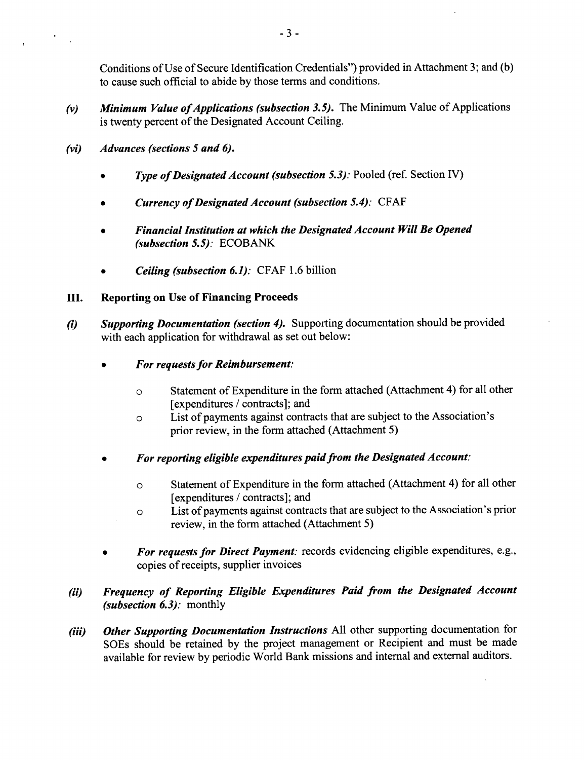Conditions of Use of Secure Identification Credentials") provided in Attachment 3; and (b) to cause such official to abide by those terms and conditions.

*(v)* ***Minimum Value of Applications (subsection 3.5).*** The Minimum Value of Applications is twenty percent of the Designated Account Ceiling.

*(vi)* ***Advances (sections 5 and 6).***

- ***Type of Designated Account (subsection 5.3):*** Pooled (ref. Section IV)
- ***Currency of Designated Account (subsection 5.4):*** CFAF
- ***Financial Institution at which the Designated Account Will Be Opened (subsection 5.5):*** ECOBANK
- ***Ceiling (subsection 6.1):*** CFAF 1.6 billion

## III. Reporting on Use of Financing Proceeds

*(i)* ***Supporting Documentation (section 4).*** Supporting documentation should be provided with each application for withdrawal as set out below:

- ***For requests for Reimbursement:***
    - Statement of Expenditure in the form attached (Attachment 4) for all other [expenditures / contracts]; and
    - List of payments against contracts that are subject to the Association's prior review, in the form attached (Attachment 5)
- ***For reporting eligible expenditures paid from the Designated Account:***
    - Statement of Expenditure in the form attached (Attachment 4) for all other [expenditures / contracts]; and
    - List of payments against contracts that are subject to the Association's prior review, in the form attached (Attachment 5)
- ***For requests for Direct Payment:*** records evidencing eligible expenditures, e.g., copies of receipts, supplier invoices

*(ii)* ***Frequency of Reporting Eligible Expenditures Paid from the Designated Account (subsection 6.3):*** monthly

*(iii)* ***Other Supporting Documentation Instructions*** All other supporting documentation for SOEs should be retained by the project management or Recipient and must be made available for review by periodic World Bank missions and internal and external auditors.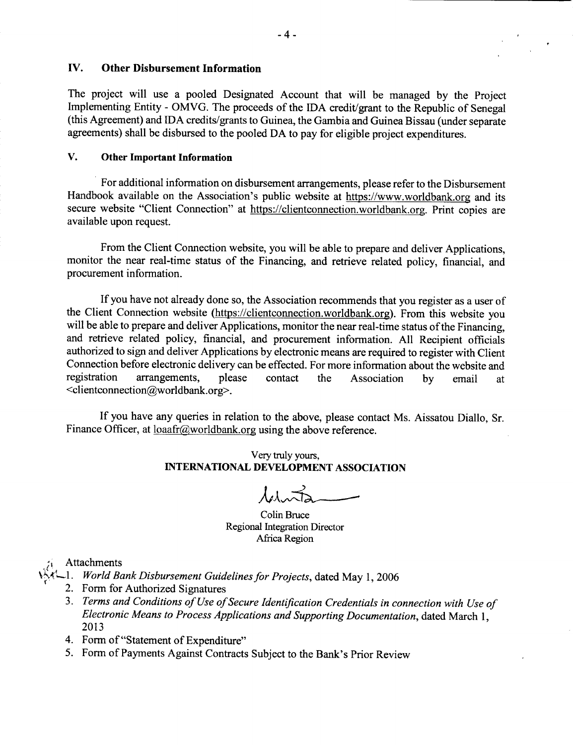## IV. Other Disbursement Information

The project will use a pooled Designated Account that will be managed by the Project Implementing Entity - OMVG. The proceeds of the IDA credit/grant to the Republic of Senegal (this Agreement) and IDA credits/grants to Guinea, the Gambia and Guinea Bissau (under separate agreements) shall be disbursed to the pooled DA to pay for eligible project expenditures.

## V. Other Important Information

For additional information on disbursement arrangements, please refer to the Disbursement Handbook available on the Association's public website at https://www.worldbank.org and its secure website "Client Connection" at https://clientconnection.worldbank.org. Print copies are available upon request.

From the Client Connection website, you will be able to prepare and deliver Applications, monitor the near real-time status of the Financing, and retrieve related policy, financial, and procurement information.

If you have not already done so, the Association recommends that you register as a user of the Client Connection website (https://clientconnection.worldbank.org). From this website you will be able to prepare and deliver Applications, monitor the near real-time status of the Financing, and retrieve related policy, financial, and procurement information. All Recipient officials authorized to sign and deliver Applications by electronic means are required to register with Client Connection before electronic delivery can be effected. For more information about the website and registration arrangements, please contact the Association by email at <clientconnection@worldbank.org>.

If you have any queries in relation to the above, please contact Ms. Aissatou Diallo, Sr. Finance Officer, at loaafr@worldbank.org using the above reference.

Very truly yours,
**INTERNATIONAL DEVELOPMENT ASSOCIATION**

Colin Bruce
Regional Integration Director
Africa Region

Attachments

1. *World Bank Disbursement Guidelines for Projects*, dated May 1, 2006
2. Form for Authorized Signatures
3. *Terms and Conditions of Use of Secure Identification Credentials in connection with Use of Electronic Means to Process Applications and Supporting Documentation*, dated March 1, 2013
4. Form of "Statement of Expenditure"
5. Form of Payments Against Contracts Subject to the Bank's Prior Review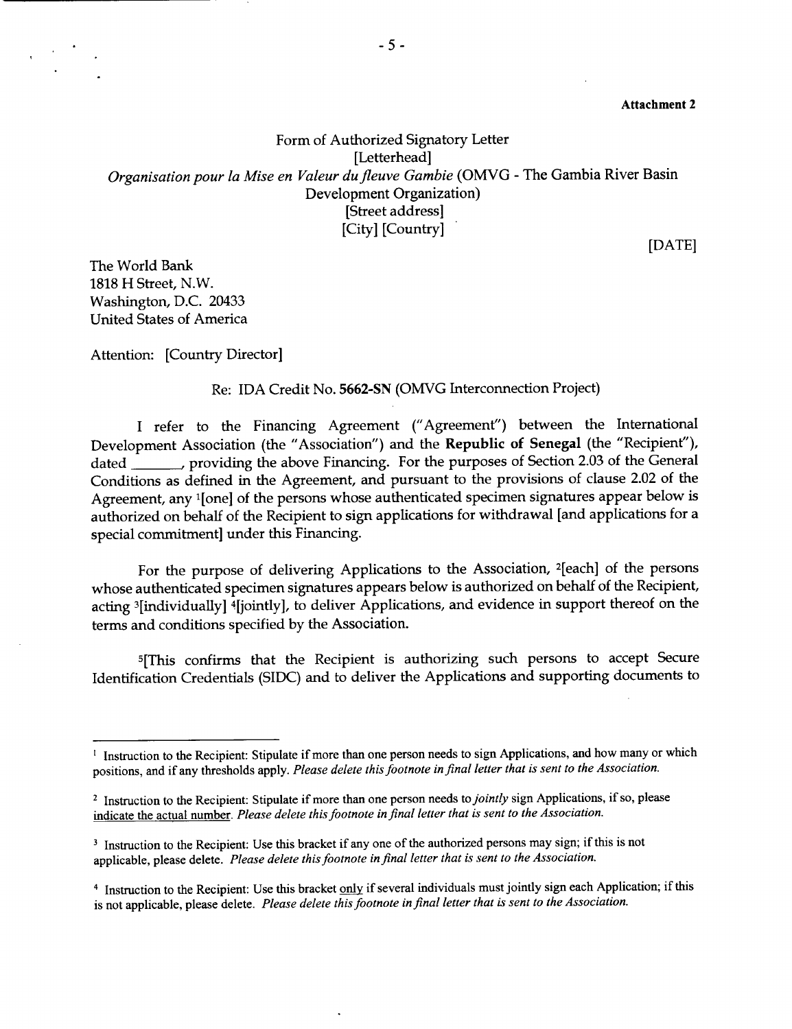**Attachment 2**

Form of Authorized Signatory Letter
[Letterhead]
*Organisation pour la Mise en Valeur du fleuve Gambie* (OMVG - The Gambia River Basin Development Organization)
[Street address]
[City] [Country]

[DATE]

The World Bank
1818 H Street, N.W.
Washington, D.C. 20433
United States of America

Attention: [Country Director]

Re: IDA Credit No. **5662-SN** (OMVG Interconnection Project)

I refer to the Financing Agreement ("Agreement") between the International Development Association (the "Association") and the **Republic of Senegal** (the "Recipient"), dated _______, providing the above Financing. For the purposes of Section 2.03 of the General Conditions as defined in the Agreement, and pursuant to the provisions of clause 2.02 of the Agreement, any [1][one] of the persons whose authenticated specimen signatures appear below is authorized on behalf of the Recipient to sign applications for withdrawal [and applications for a special commitment] under this Financing.

For the purpose of delivering Applications to the Association, [2][each] of the persons whose authenticated specimen signatures appears below is authorized on behalf of the Recipient, acting [3][individually] [4][jointly], to deliver Applications, and evidence in support thereof on the terms and conditions specified by the Association.

[5][This confirms that the Recipient is authorizing such persons to accept Secure Identification Credentials (SIDC) and to deliver the Applications and supporting documents to

---

[1] Instruction to the Recipient: Stipulate if more than one person needs to sign Applications, and how many or which positions, and if any thresholds apply. *Please delete this footnote in final letter that is sent to the Association.*

[2] Instruction to the Recipient: Stipulate if more than one person needs to *jointly* sign Applications, if so, please indicate the actual number. *Please delete this footnote in final letter that is sent to the Association.*

[3] Instruction to the Recipient: Use this bracket if any one of the authorized persons may sign; if this is not applicable, please delete. *Please delete this footnote in final letter that is sent to the Association.*

[4] Instruction to the Recipient: Use this bracket only if several individuals must jointly sign each Application; if this is not applicable, please delete. *Please delete this footnote in final letter that is sent to the Association.*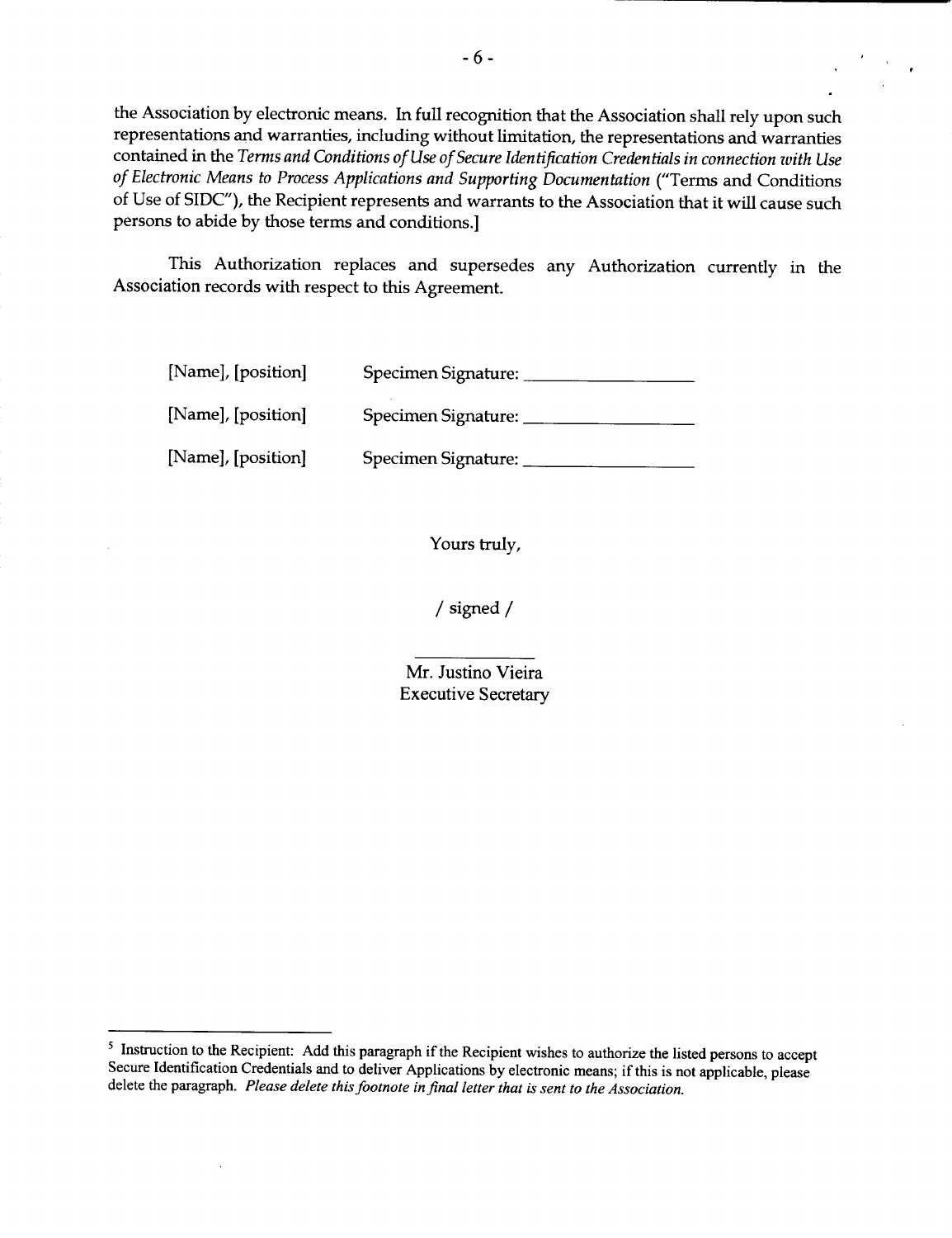the Association by electronic means. In full recognition that the Association shall rely upon such representations and warranties, including without limitation, the representations and warranties contained in the *Terms and Conditions of Use of Secure Identification Credentials in connection with Use of Electronic Means to Process Applications and Supporting Documentation* ("Terms and Conditions of Use of SIDC"), the Recipient represents and warrants to the Association that it will cause such persons to abide by those terms and conditions.]

This Authorization replaces and supersedes any Authorization currently in the Association records with respect to this Agreement.

[Name], [position] Specimen Signature: ________________

[Name], [position] Specimen Signature: ________________

[Name], [position] Specimen Signature: ________________

Yours truly,

/ signed /

Mr. Justino Vieira
Executive Secretary

---

[5] Instruction to the Recipient: Add this paragraph if the Recipient wishes to authorize the listed persons to accept Secure Identification Credentials and to deliver Applications by electronic means; if this is not applicable, please delete the paragraph. *Please delete this footnote in final letter that is sent to the Association.*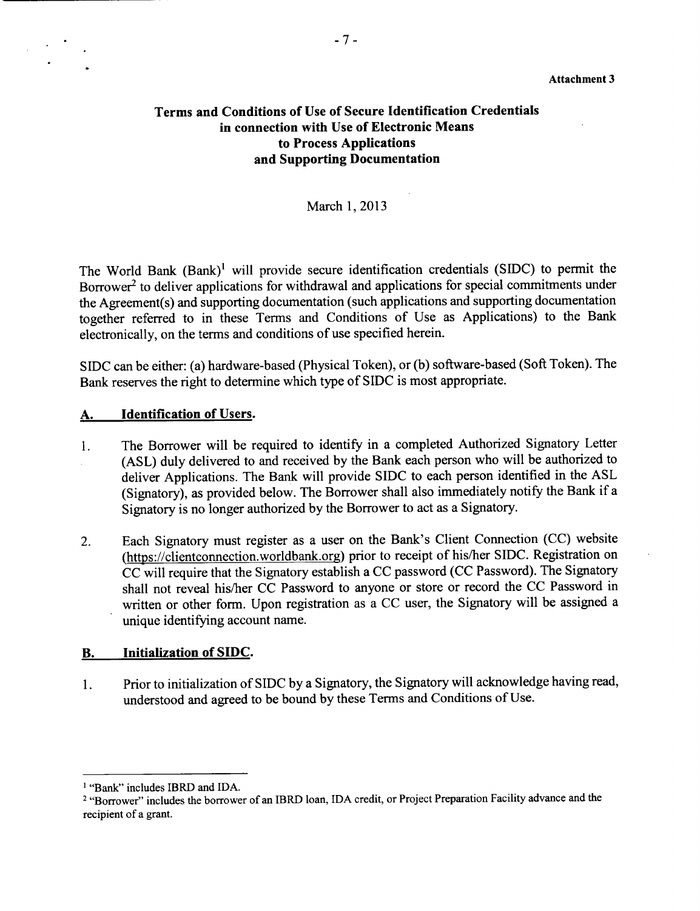Attachment 3

# Terms and Conditions of Use of Secure Identification Credentials in connection with Use of Electronic Means to Process Applications and Supporting Documentation

March 1, 2013

The World Bank (Bank)[1] will provide secure identification credentials (SIDC) to permit the Borrower[2] to deliver applications for withdrawal and applications for special commitments under the Agreement(s) and supporting documentation (such applications and supporting documentation together referred to in these Terms and Conditions of Use as Applications) to the Bank electronically, on the terms and conditions of use specified herein.

SIDC can be either: (a) hardware-based (Physical Token), or (b) software-based (Soft Token). The Bank reserves the right to determine which type of SIDC is most appropriate.

## A. Identification of Users.

1. The Borrower will be required to identify in a completed Authorized Signatory Letter (ASL) duly delivered to and received by the Bank each person who will be authorized to deliver Applications. The Bank will provide SIDC to each person identified in the ASL (Signatory), as provided below. The Borrower shall also immediately notify the Bank if a Signatory is no longer authorized by the Borrower to act as a Signatory.

2. Each Signatory must register as a user on the Bank's Client Connection (CC) website (https://clientconnection.worldbank.org) prior to receipt of his/her SIDC. Registration on CC will require that the Signatory establish a CC password (CC Password). The Signatory shall not reveal his/her CC Password to anyone or store or record the CC Password in written or other form. Upon registration as a CC user, the Signatory will be assigned a unique identifying account name.

## B. Initialization of SIDC.

1. Prior to initialization of SIDC by a Signatory, the Signatory will acknowledge having read, understood and agreed to be bound by these Terms and Conditions of Use.

---

[1] "Bank" includes IBRD and IDA.

[2] "Borrower" includes the borrower of an IBRD loan, IDA credit, or Project Preparation Facility advance and the recipient of a grant.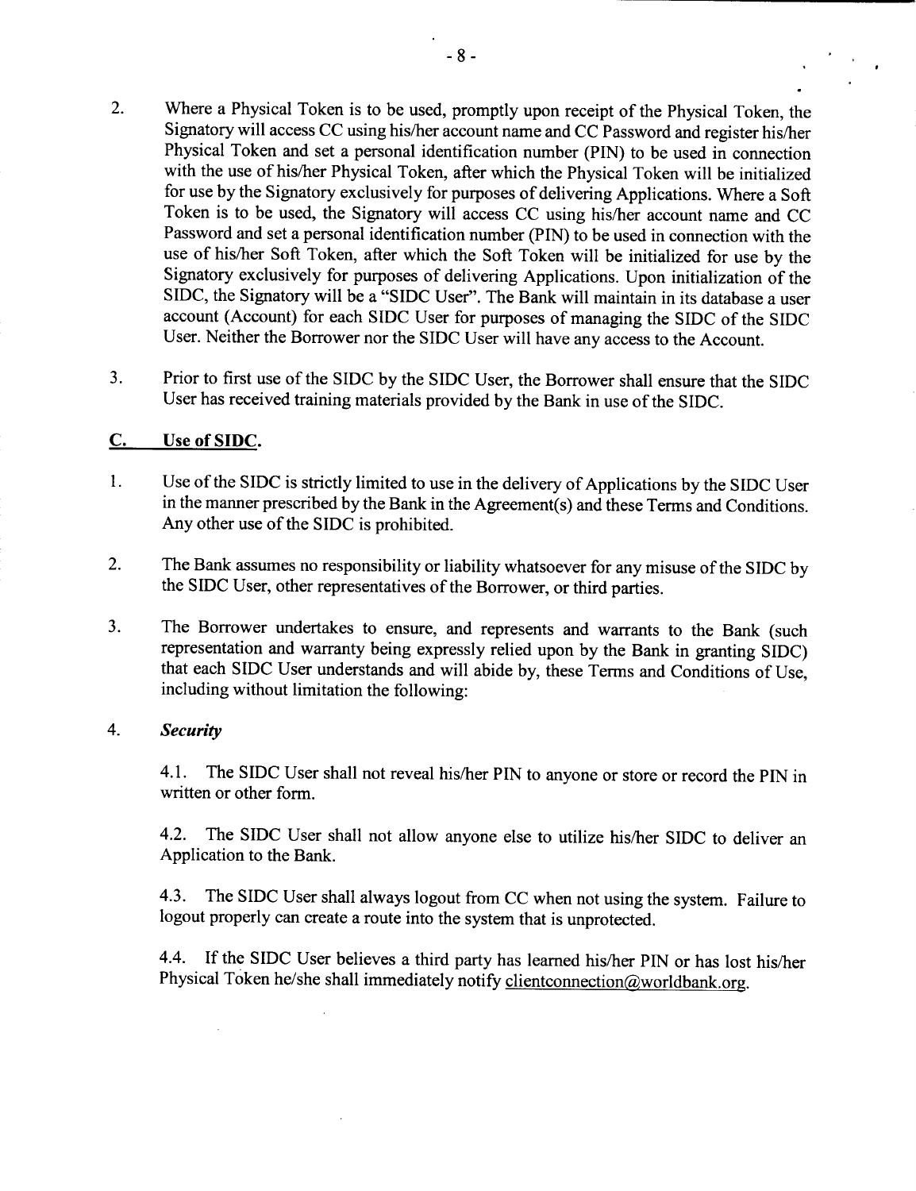2. Where a Physical Token is to be used, promptly upon receipt of the Physical Token, the Signatory will access CC using his/her account name and CC Password and register his/her Physical Token and set a personal identification number (PIN) to be used in connection with the use of his/her Physical Token, after which the Physical Token will be initialized for use by the Signatory exclusively for purposes of delivering Applications. Where a Soft Token is to be used, the Signatory will access CC using his/her account name and CC Password and set a personal identification number (PIN) to be used in connection with the use of his/her Soft Token, after which the Soft Token will be initialized for use by the Signatory exclusively for purposes of delivering Applications. Upon initialization of the SIDC, the Signatory will be a "SIDC User". The Bank will maintain in its database a user account (Account) for each SIDC User for purposes of managing the SIDC of the SIDC User. Neither the Borrower nor the SIDC User will have any access to the Account.

3. Prior to first use of the SIDC by the SIDC User, the Borrower shall ensure that the SIDC User has received training materials provided by the Bank in use of the SIDC.

## C. Use of SIDC.

1. Use of the SIDC is strictly limited to use in the delivery of Applications by the SIDC User in the manner prescribed by the Bank in the Agreement(s) and these Terms and Conditions. Any other use of the SIDC is prohibited.

2. The Bank assumes no responsibility or liability whatsoever for any misuse of the SIDC by the SIDC User, other representatives of the Borrower, or third parties.

3. The Borrower undertakes to ensure, and represents and warrants to the Bank (such representation and warranty being expressly relied upon by the Bank in granting SIDC) that each SIDC User understands and will abide by, these Terms and Conditions of Use, including without limitation the following:

4. ***Security***

   4.1. The SIDC User shall not reveal his/her PIN to anyone or store or record the PIN in written or other form.

   4.2. The SIDC User shall not allow anyone else to utilize his/her SIDC to deliver an Application to the Bank.

   4.3. The SIDC User shall always logout from CC when not using the system. Failure to logout properly can create a route into the system that is unprotected.

   4.4. If the SIDC User believes a third party has learned his/her PIN or has lost his/her Physical Token he/she shall immediately notify clientconnection@worldbank.org.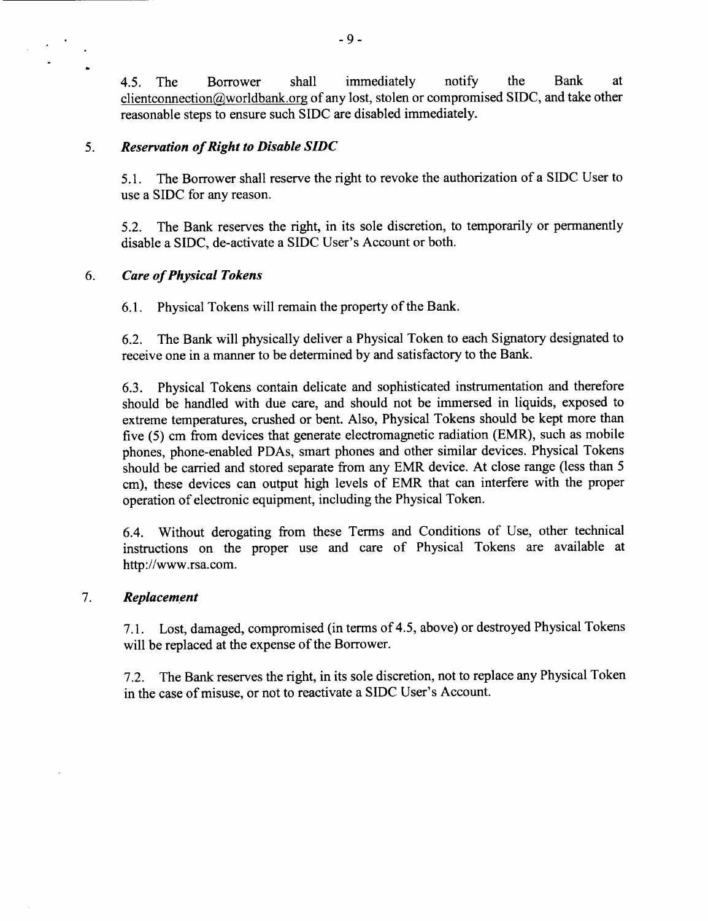4.5. The Borrower shall immediately notify the Bank at clientconnection@worldbank.org of any lost, stolen or compromised SIDC, and take other reasonable steps to ensure such SIDC are disabled immediately.

5. ***Reservation of Right to Disable SIDC***

5.1. The Borrower shall reserve the right to revoke the authorization of a SIDC User to use a SIDC for any reason.

5.2. The Bank reserves the right, in its sole discretion, to temporarily or permanently disable a SIDC, de-activate a SIDC User's Account or both.

6. ***Care of Physical Tokens***

6.1. Physical Tokens will remain the property of the Bank.

6.2. The Bank will physically deliver a Physical Token to each Signatory designated to receive one in a manner to be determined by and satisfactory to the Bank.

6.3. Physical Tokens contain delicate and sophisticated instrumentation and therefore should be handled with due care, and should not be immersed in liquids, exposed to extreme temperatures, crushed or bent. Also, Physical Tokens should be kept more than five (5) cm from devices that generate electromagnetic radiation (EMR), such as mobile phones, phone-enabled PDAs, smart phones and other similar devices. Physical Tokens should be carried and stored separate from any EMR device. At close range (less than 5 cm), these devices can output high levels of EMR that can interfere with the proper operation of electronic equipment, including the Physical Token.

6.4. Without derogating from these Terms and Conditions of Use, other technical instructions on the proper use and care of Physical Tokens are available at http://www.rsa.com.

7. ***Replacement***

7.1. Lost, damaged, compromised (in terms of 4.5, above) or destroyed Physical Tokens will be replaced at the expense of the Borrower.

7.2. The Bank reserves the right, in its sole discretion, not to replace any Physical Token in the case of misuse, or not to reactivate a SIDC User's Account.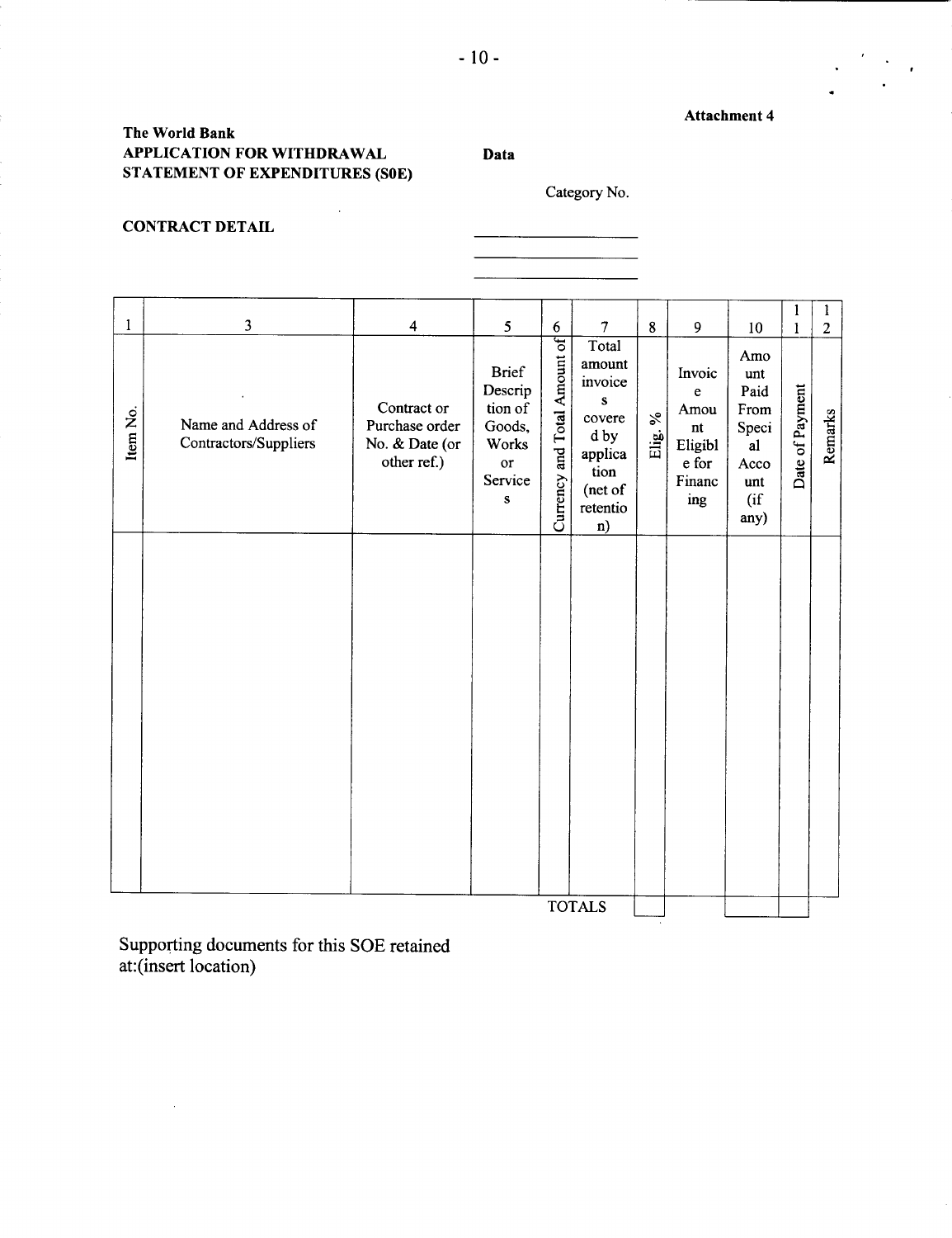**Attachment 4**

**The World Bank**
**APPLICATION FOR WITHDRAWAL**
**STATEMENT OF EXPENDITURES (S0E)**

**Data**

Category No.

**CONTRACT DETAIL**

| 1 | 3 | 4 | 5 | 6 | 7 | 8 | 9 | 10 | 11 | 12 |
|---|---|---|---|---|---|---|---|---|---|---|
| Item No. | Name and Address of Contractors/Suppliers | Contract or Purchase order No. & Date (or other ref.) | Brief Description of Goods, Works or Services | Currency and Total Amount of | Total amount invoices covered by application (net of retention) | Elig. % | Invoice Amount Eligible for Financing | Amount Paid From Special Account (if any) | Date of Payment | Remarks |
| | | | | | | | | | | |
| | | | | | TOTALS | | | | | |

Supporting documents for this SOE retained at:(insert location)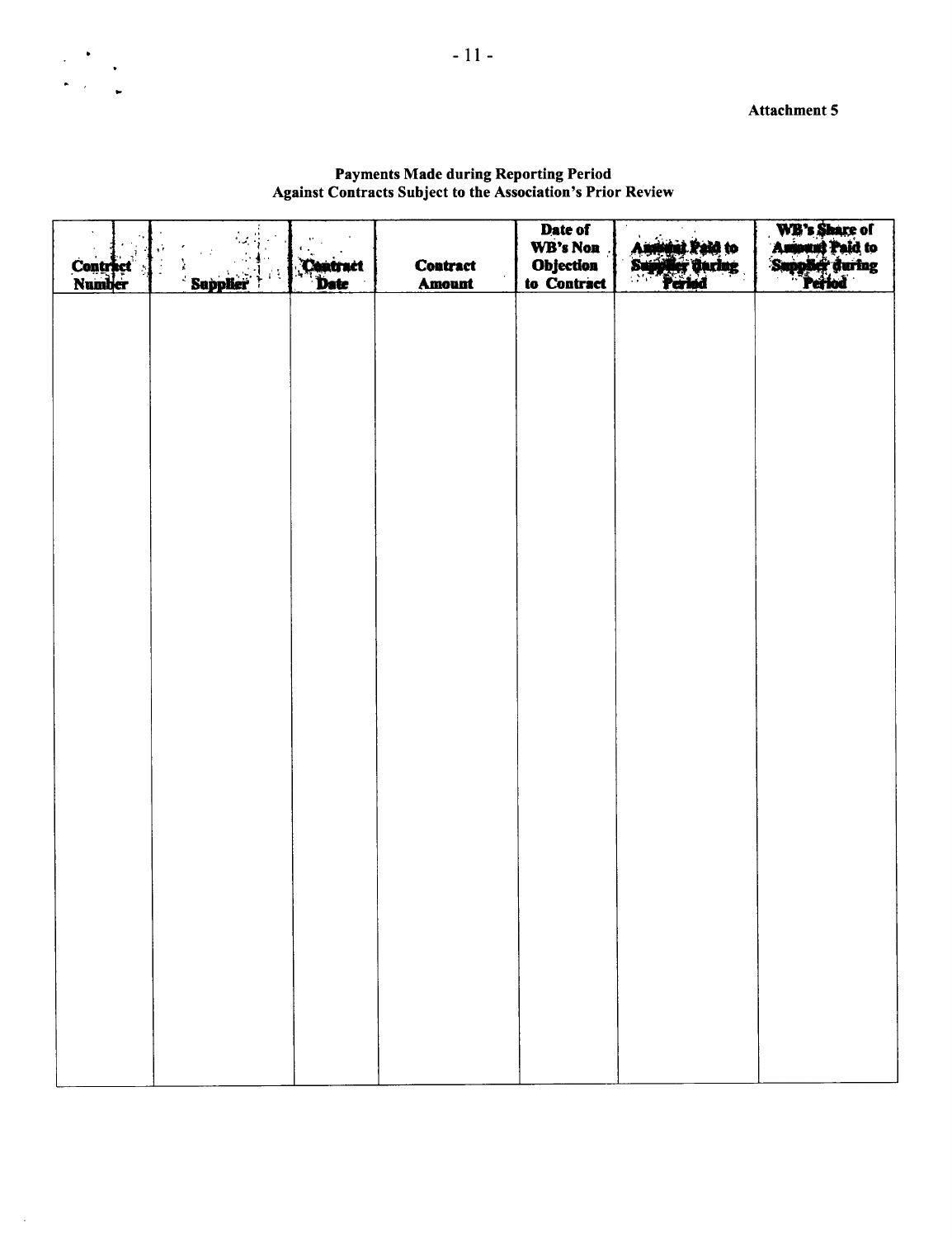Attachment 5

**Payments Made during Reporting Period Against Contracts Subject to the Association's Prior Review**

| Contract Number | Supplier | Contract Date | Contract Amount | Date of WB's Non Objection to Contract | Amount Paid to Supplier during Period | WB's Share of Amount Paid to Supplier during Period |
|---|---|---|---|---|---|---|
| | | | | | | |